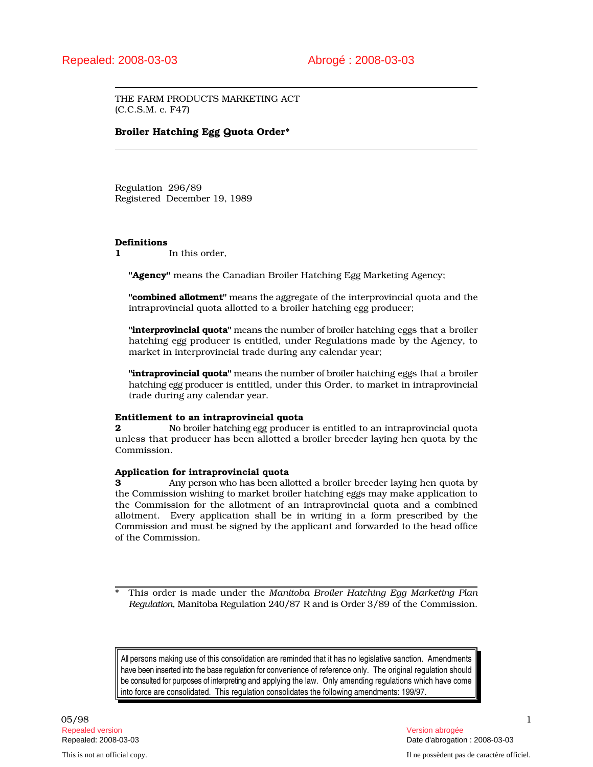Repealed: 2008-03-03 Abrogé : 2008-03-03

THE FARM PRODUCTS MARKETING ACT
(C.C.S.M. c. F47)

**Broiler Hatching Egg Quota Order***

Regulation 296/89
Registered December 19, 1989

**Definitions**

**1** In this order,

**"Agency"** means the Canadian Broiler Hatching Egg Marketing Agency;

**"combined allotment"** means the aggregate of the interprovincial quota and the intraprovincial quota allotted to a broiler hatching egg producer;

**"interprovincial quota"** means the number of broiler hatching eggs that a broiler hatching egg producer is entitled, under Regulations made by the Agency, to market in interprovincial trade during any calendar year;

**"intraprovincial quota"** means the number of broiler hatching eggs that a broiler hatching egg producer is entitled, under this Order, to market in intraprovincial trade during any calendar year.

**Entitlement to an intraprovincial quota**

**2** No broiler hatching egg producer is entitled to an intraprovincial quota unless that producer has been allotted a broiler breeder laying hen quota by the Commission.

**Application for intraprovincial quota**

**3** Any person who has been allotted a broiler breeder laying hen quota by the Commission wishing to market broiler hatching eggs may make application to the Commission for the allotment of an intraprovincial quota and a combined allotment. Every application shall be in writing in a form prescribed by the Commission and must be signed by the applicant and forwarded to the head office of the Commission.

\* This order is made under the *Manitoba Broiler Hatching Egg Marketing Plan Regulation*, Manitoba Regulation 240/87 R and is Order 3/89 of the Commission.

All persons making use of this consolidation are reminded that it has no legislative sanction. Amendments have been inserted into the base regulation for convenience of reference only. The original regulation should be consulted for purposes of interpreting and applying the law. Only amending regulations which have come into force are consolidated. This regulation consolidates the following amendments: 199/97.

05/98

Repealed version — Version abrogée
Repealed: 2008-03-03 — Date d'abrogation : 2008-03-03

This is not an official copy. — Il ne possèdent pas de caractère officiel.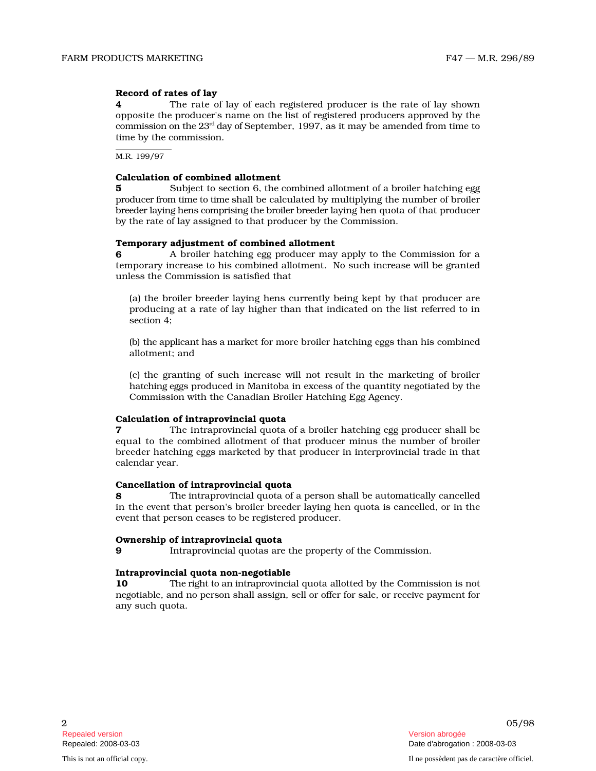**Record of rates of lay**

**4** The rate of lay of each registered producer is the rate of lay shown opposite the producer's name on the list of registered producers approved by the commission on the 23rd day of September, 1997, as it may be amended from time to time by the commission.

M.R. 199/97

**Calculation of combined allotment**

**5** Subject to section 6, the combined allotment of a broiler hatching egg producer from time to time shall be calculated by multiplying the number of broiler breeder laying hens comprising the broiler breeder laying hen quota of that producer by the rate of lay assigned to that producer by the Commission.

**Temporary adjustment of combined allotment**

**6** A broiler hatching egg producer may apply to the Commission for a temporary increase to his combined allotment. No such increase will be granted unless the Commission is satisfied that

(a) the broiler breeder laying hens currently being kept by that producer are producing at a rate of lay higher than that indicated on the list referred to in section 4;

(b) the applicant has a market for more broiler hatching eggs than his combined allotment; and

(c) the granting of such increase will not result in the marketing of broiler hatching eggs produced in Manitoba in excess of the quantity negotiated by the Commission with the Canadian Broiler Hatching Egg Agency.

**Calculation of intraprovincial quota**

**7** The intraprovincial quota of a broiler hatching egg producer shall be equal to the combined allotment of that producer minus the number of broiler breeder hatching eggs marketed by that producer in interprovincial trade in that calendar year.

**Cancellation of intraprovincial quota**

**8** The intraprovincial quota of a person shall be automatically cancelled in the event that person's broiler breeder laying hen quota is cancelled, or in the event that person ceases to be registered producer.

**Ownership of intraprovincial quota**

**9** Intraprovincial quotas are the property of the Commission.

**Intraprovincial quota non-negotiable**

**10** The right to an intraprovincial quota allotted by the Commission is not negotiable, and no person shall assign, sell or offer for sale, or receive payment for any such quota.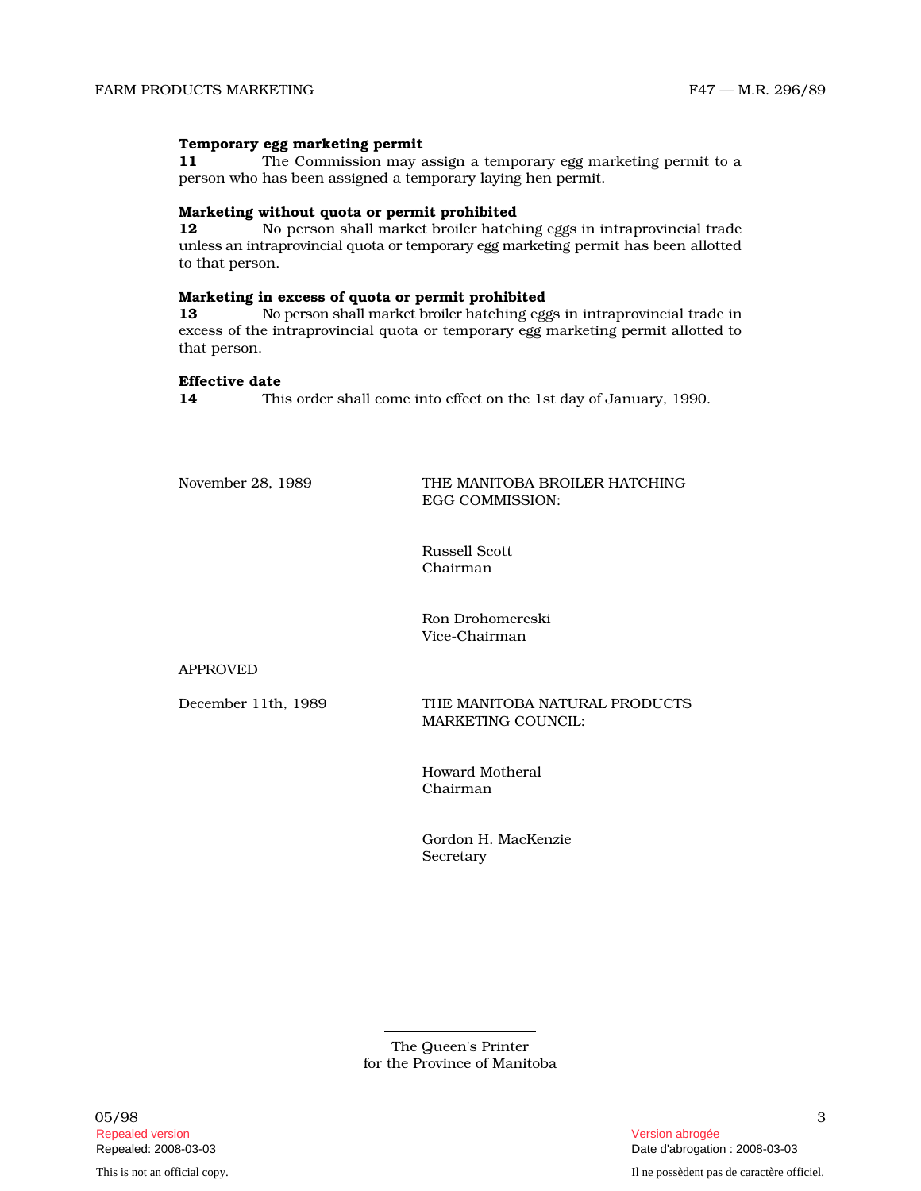**Temporary egg marketing permit**

**11** The Commission may assign a temporary egg marketing permit to a person who has been assigned a temporary laying hen permit.

**Marketing without quota or permit prohibited**

**12** No person shall market broiler hatching eggs in intraprovincial trade unless an intraprovincial quota or temporary egg marketing permit has been allotted to that person.

**Marketing in excess of quota or permit prohibited**

**13** No person shall market broiler hatching eggs in intraprovincial trade in excess of the intraprovincial quota or temporary egg marketing permit allotted to that person.

**Effective date**

**14** This order shall come into effect on the 1st day of January, 1990.

November 28, 1989

THE MANITOBA BROILER HATCHING EGG COMMISSION:

Russell Scott
Chairman

Ron Drohomereski
Vice-Chairman

APPROVED

December 11th, 1989

THE MANITOBA NATURAL PRODUCTS MARKETING COUNCIL:

Howard Motheral
Chairman

Gordon H. MacKenzie
Secretary

The Queen's Printer
for the Province of Manitoba